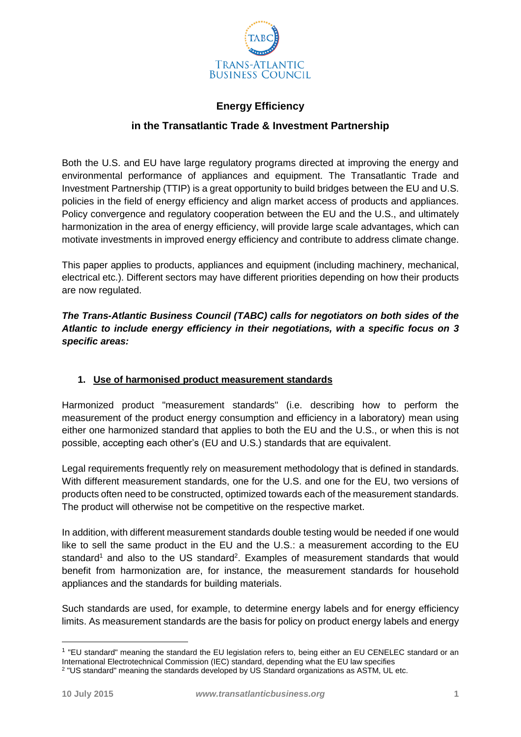TRANS-ATLANTIC BUSINESS COUNCIL

# Energy Efficiency

## in the Transatlantic Trade & Investment Partnership

Both the U.S. and EU have large regulatory programs directed at improving the energy and environmental performance of appliances and equipment. The Transatlantic Trade and Investment Partnership (TTIP) is a great opportunity to build bridges between the EU and U.S. policies in the field of energy efficiency and align market access of products and appliances. Policy convergence and regulatory cooperation between the EU and the U.S., and ultimately harmonization in the area of energy efficiency, will provide large scale advantages, which can motivate investments in improved energy efficiency and contribute to address climate change.

This paper applies to products, appliances and equipment (including machinery, mechanical, electrical etc.). Different sectors may have different priorities depending on how their products are now regulated.

***The Trans-Atlantic Business Council (TABC) calls for negotiators on both sides of the Atlantic to include energy efficiency in their negotiations, with a specific focus on 3 specific areas:***

### 1. Use of harmonised product measurement standards

Harmonized product "measurement standards" (i.e. describing how to perform the measurement of the product energy consumption and efficiency in a laboratory) mean using either one harmonized standard that applies to both the EU and the U.S., or when this is not possible, accepting each other's (EU and U.S.) standards that are equivalent.

Legal requirements frequently rely on measurement methodology that is defined in standards. With different measurement standards, one for the U.S. and one for the EU, two versions of products often need to be constructed, optimized towards each of the measurement standards. The product will otherwise not be competitive on the respective market.

In addition, with different measurement standards double testing would be needed if one would like to sell the same product in the EU and the U.S.: a measurement according to the EU standard[1] and also to the US standard[2]. Examples of measurement standards that would benefit from harmonization are, for instance, the measurement standards for household appliances and the standards for building materials.

Such standards are used, for example, to determine energy labels and for energy efficiency limits. As measurement standards are the basis for policy on product energy labels and energy

---

[1] "EU standard" meaning the standard the EU legislation refers to, being either an EU CENELEC standard or an International Electrotechnical Commission (IEC) standard, depending what the EU law specifies

[2] "US standard" meaning the standards developed by US Standard organizations as ASTM, UL etc.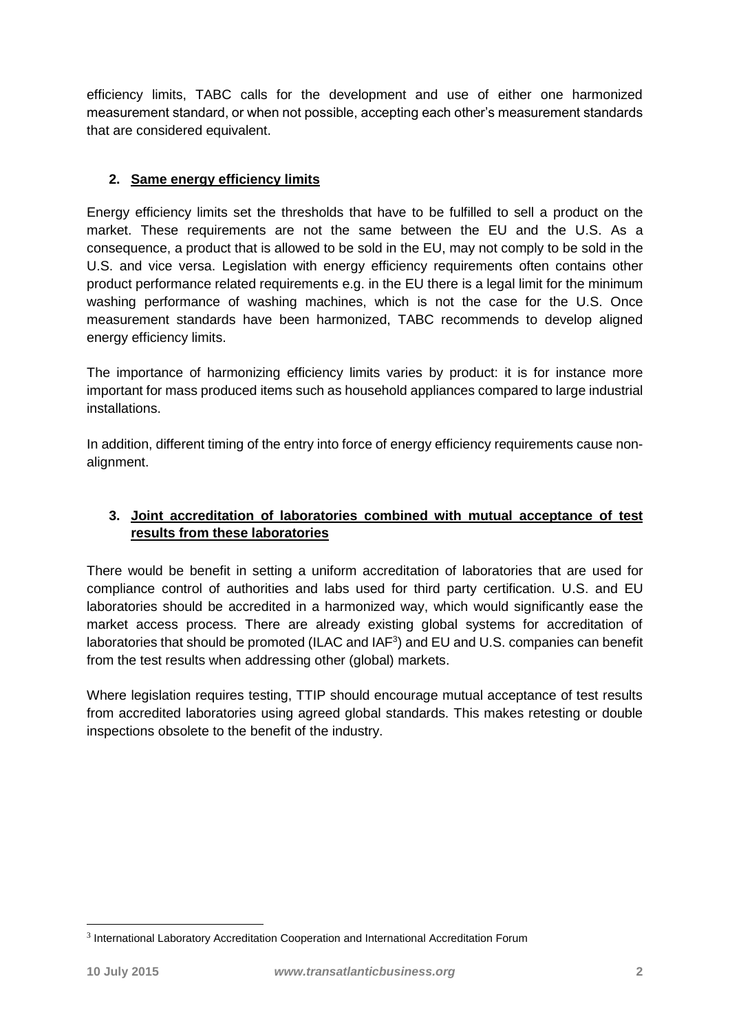efficiency limits, TABC calls for the development and use of either one harmonized measurement standard, or when not possible, accepting each other's measurement standards that are considered equivalent.

## 2. Same energy efficiency limits

Energy efficiency limits set the thresholds that have to be fulfilled to sell a product on the market. These requirements are not the same between the EU and the U.S. As a consequence, a product that is allowed to be sold in the EU, may not comply to be sold in the U.S. and vice versa. Legislation with energy efficiency requirements often contains other product performance related requirements e.g. in the EU there is a legal limit for the minimum washing performance of washing machines, which is not the case for the U.S. Once measurement standards have been harmonized, TABC recommends to develop aligned energy efficiency limits.

The importance of harmonizing efficiency limits varies by product: it is for instance more important for mass produced items such as household appliances compared to large industrial installations.

In addition, different timing of the entry into force of energy efficiency requirements cause non-alignment.

## 3. Joint accreditation of laboratories combined with mutual acceptance of test results from these laboratories

There would be benefit in setting a uniform accreditation of laboratories that are used for compliance control of authorities and labs used for third party certification. U.S. and EU laboratories should be accredited in a harmonized way, which would significantly ease the market access process. There are already existing global systems for accreditation of laboratories that should be promoted (ILAC and IAF[3]) and EU and U.S. companies can benefit from the test results when addressing other (global) markets.

Where legislation requires testing, TTIP should encourage mutual acceptance of test results from accredited laboratories using agreed global standards. This makes retesting or double inspections obsolete to the benefit of the industry.

[3] International Laboratory Accreditation Cooperation and International Accreditation Forum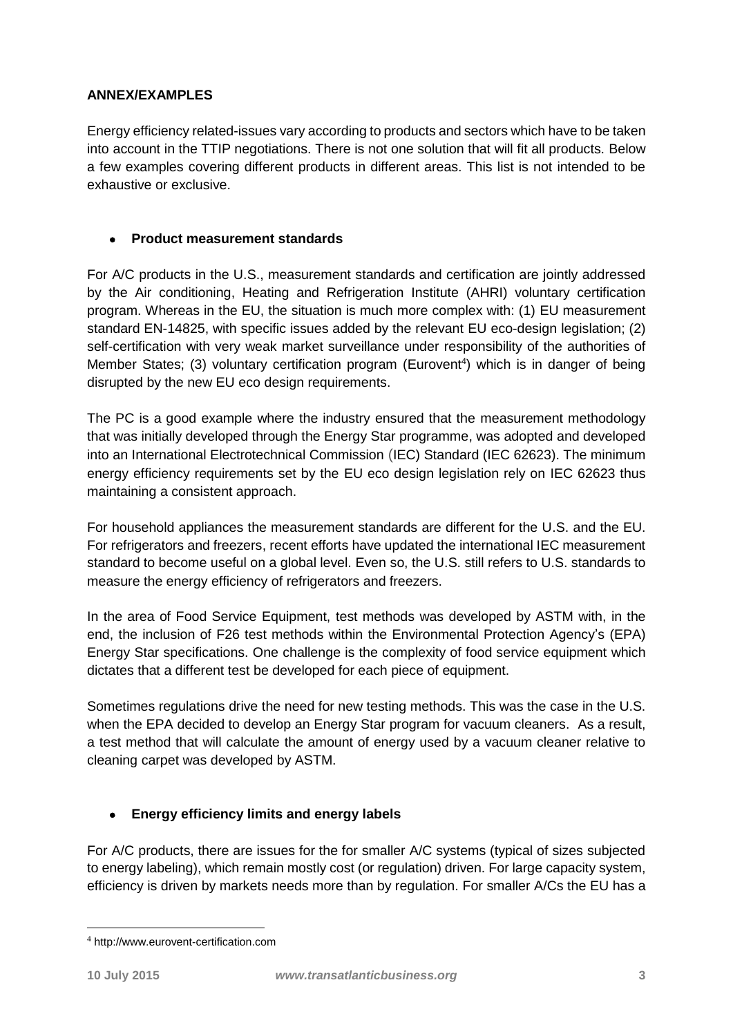**ANNEX/EXAMPLES**

Energy efficiency related-issues vary according to products and sectors which have to be taken into account in the TTIP negotiations. There is not one solution that will fit all products. Below a few examples covering different products in different areas. This list is not intended to be exhaustive or exclusive.

- **Product measurement standards**

For A/C products in the U.S., measurement standards and certification are jointly addressed by the Air conditioning, Heating and Refrigeration Institute (AHRI) voluntary certification program. Whereas in the EU, the situation is much more complex with: (1) EU measurement standard EN-14825, with specific issues added by the relevant EU eco-design legislation; (2) self-certification with very weak market surveillance under responsibility of the authorities of Member States; (3) voluntary certification program (Eurovent[4]) which is in danger of being disrupted by the new EU eco design requirements.

The PC is a good example where the industry ensured that the measurement methodology that was initially developed through the Energy Star programme, was adopted and developed into an International Electrotechnical Commission (IEC) Standard (IEC 62623). The minimum energy efficiency requirements set by the EU eco design legislation rely on IEC 62623 thus maintaining a consistent approach.

For household appliances the measurement standards are different for the U.S. and the EU. For refrigerators and freezers, recent efforts have updated the international IEC measurement standard to become useful on a global level. Even so, the U.S. still refers to U.S. standards to measure the energy efficiency of refrigerators and freezers.

In the area of Food Service Equipment, test methods was developed by ASTM with, in the end, the inclusion of F26 test methods within the Environmental Protection Agency's (EPA) Energy Star specifications. One challenge is the complexity of food service equipment which dictates that a different test be developed for each piece of equipment.

Sometimes regulations drive the need for new testing methods. This was the case in the U.S. when the EPA decided to develop an Energy Star program for vacuum cleaners. As a result, a test method that will calculate the amount of energy used by a vacuum cleaner relative to cleaning carpet was developed by ASTM.

- **Energy efficiency limits and energy labels**

For A/C products, there are issues for the for smaller A/C systems (typical of sizes subjected to energy labeling), which remain mostly cost (or regulation) driven. For large capacity system, efficiency is driven by markets needs more than by regulation. For smaller A/Cs the EU has a

[4] http://www.eurovent-certification.com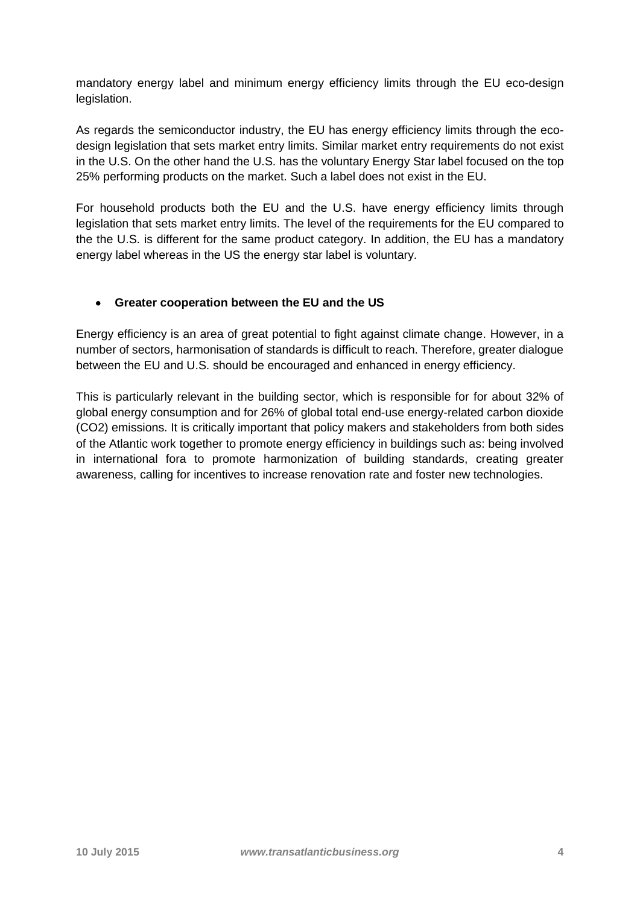mandatory energy label and minimum energy efficiency limits through the EU eco-design legislation.

As regards the semiconductor industry, the EU has energy efficiency limits through the eco-design legislation that sets market entry limits. Similar market entry requirements do not exist in the U.S. On the other hand the U.S. has the voluntary Energy Star label focused on the top 25% performing products on the market. Such a label does not exist in the EU.

For household products both the EU and the U.S. have energy efficiency limits through legislation that sets market entry limits. The level of the requirements for the EU compared to the the U.S. is different for the same product category. In addition, the EU has a mandatory energy label whereas in the US the energy star label is voluntary.

- **Greater cooperation between the EU and the US**

Energy efficiency is an area of great potential to fight against climate change. However, in a number of sectors, harmonisation of standards is difficult to reach. Therefore, greater dialogue between the EU and U.S. should be encouraged and enhanced in energy efficiency.

This is particularly relevant in the building sector, which is responsible for for about 32% of global energy consumption and for 26% of global total end-use energy-related carbon dioxide ($CO_2$) emissions. It is critically important that policy makers and stakeholders from both sides of the Atlantic work together to promote energy efficiency in buildings such as: being involved in international fora to promote harmonization of building standards, creating greater awareness, calling for incentives to increase renovation rate and foster new technologies.